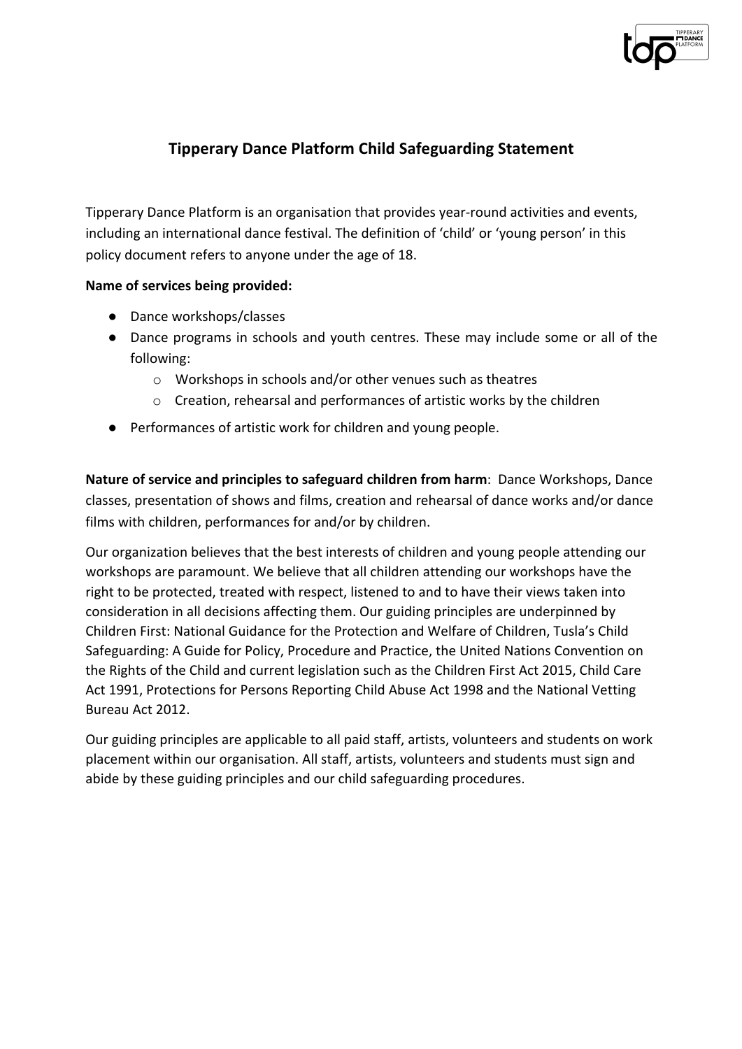# Tipperary Dance Platform Child Safeguarding Statement

Tipperary Dance Platform is an organisation that provides year-round activities and events, including an international dance festival. The definition of 'child' or 'young person' in this policy document refers to anyone under the age of 18.

**Name of services being provided:**

- Dance workshops/classes
- Dance programs in schools and youth centres. These may include some or all of the following:
  - Workshops in schools and/or other venues such as theatres
  - Creation, rehearsal and performances of artistic works by the children
- Performances of artistic work for children and young people.

**Nature of service and principles to safeguard children from harm**: Dance Workshops, Dance classes, presentation of shows and films, creation and rehearsal of dance works and/or dance films with children, performances for and/or by children.

Our organization believes that the best interests of children and young people attending our workshops are paramount. We believe that all children attending our workshops have the right to be protected, treated with respect, listened to and to have their views taken into consideration in all decisions affecting them. Our guiding principles are underpinned by Children First: National Guidance for the Protection and Welfare of Children, Tusla's Child Safeguarding: A Guide for Policy, Procedure and Practice, the United Nations Convention on the Rights of the Child and current legislation such as the Children First Act 2015, Child Care Act 1991, Protections for Persons Reporting Child Abuse Act 1998 and the National Vetting Bureau Act 2012.

Our guiding principles are applicable to all paid staff, artists, volunteers and students on work placement within our organisation. All staff, artists, volunteers and students must sign and abide by these guiding principles and our child safeguarding procedures.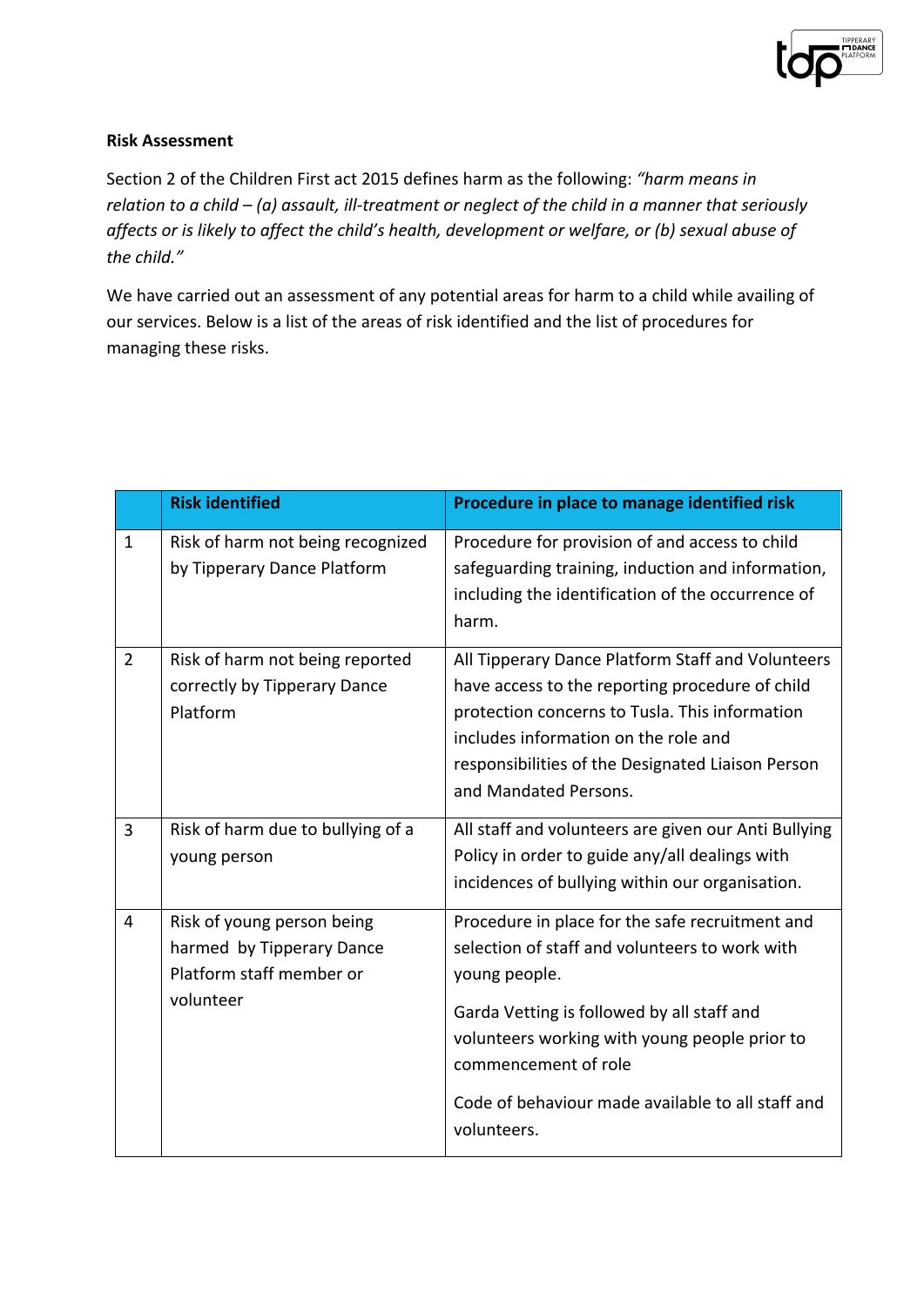**Risk Assessment**

Section 2 of the Children First act 2015 defines harm as the following: *"harm means in relation to a child – (a) assault, ill-treatment or neglect of the child in a manner that seriously affects or is likely to affect the child's health, development or welfare, or (b) sexual abuse of the child."*

We have carried out an assessment of any potential areas for harm to a child while availing of our services. Below is a list of the areas of risk identified and the list of procedures for managing these risks.

| | **Risk identified** | **Procedure in place to manage identified risk** |
|---|---|---|
| 1 | Risk of harm not being recognized by Tipperary Dance Platform | Procedure for provision of and access to child safeguarding training, induction and information, including the identification of the occurrence of harm. |
| 2 | Risk of harm not being reported correctly by Tipperary Dance Platform | All Tipperary Dance Platform Staff and Volunteers have access to the reporting procedure of child protection concerns to Tusla. This information includes information on the role and responsibilities of the Designated Liaison Person and Mandated Persons. |
| 3 | Risk of harm due to bullying of a young person | All staff and volunteers are given our Anti Bullying Policy in order to guide any/all dealings with incidences of bullying within our organisation. |
| 4 | Risk of young person being harmed by Tipperary Dance Platform staff member or volunteer | Procedure in place for the safe recruitment and selection of staff and volunteers to work with young people.<br><br>Garda Vetting is followed by all staff and volunteers working with young people prior to commencement of role<br><br>Code of behaviour made available to all staff and volunteers. |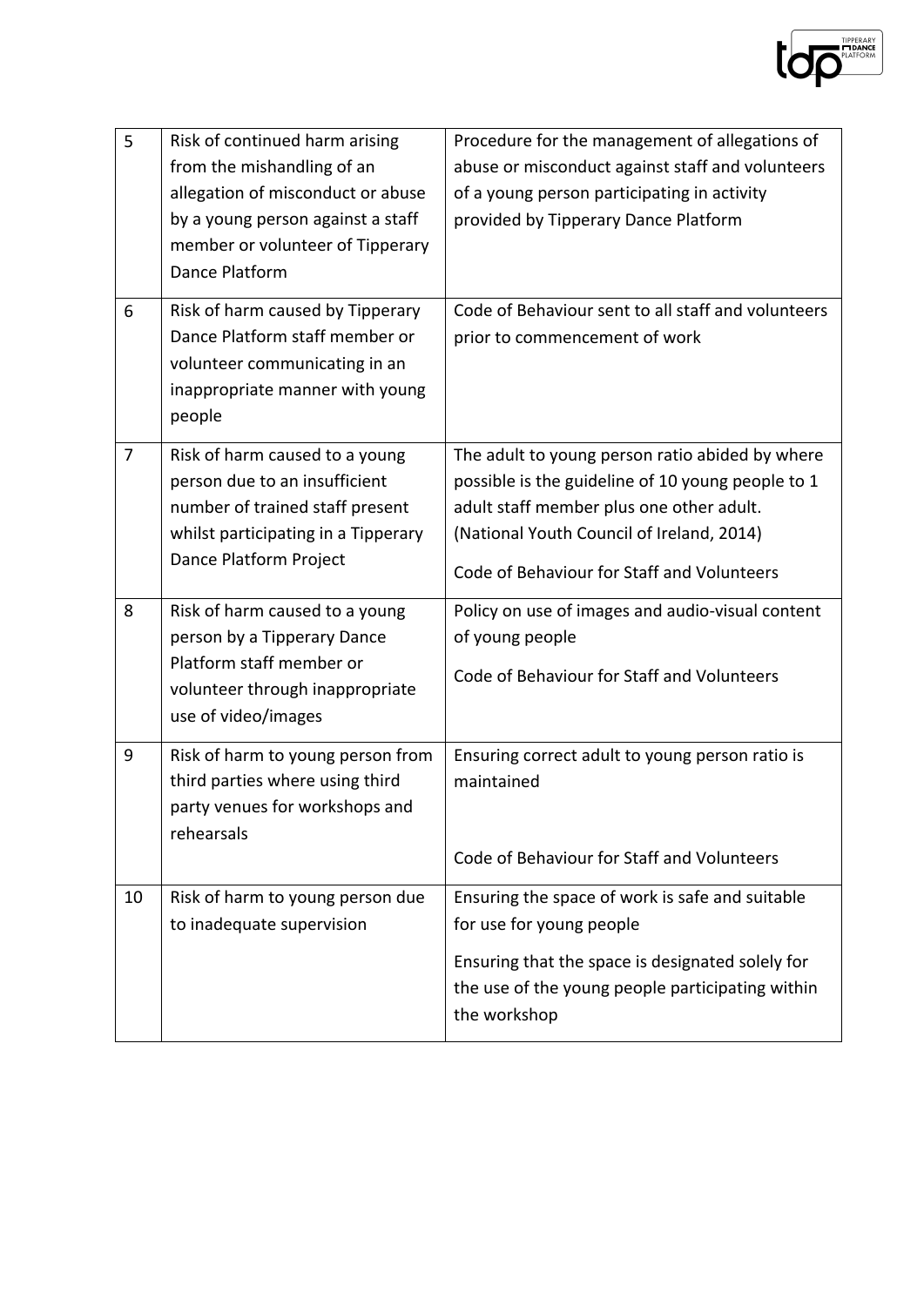| 5 | Risk of continued harm arising from the mishandling of an allegation of misconduct or abuse by a young person against a staff member or volunteer of Tipperary Dance Platform | Procedure for the management of allegations of abuse or misconduct against staff and volunteers of a young person participating in activity provided by Tipperary Dance Platform |
|---|---|---|
| 6 | Risk of harm caused by Tipperary Dance Platform staff member or volunteer communicating in an inappropriate manner with young people | Code of Behaviour sent to all staff and volunteers prior to commencement of work |
| 7 | Risk of harm caused to a young person due to an insufficient number of trained staff present whilst participating in a Tipperary Dance Platform Project | The adult to young person ratio abided by where possible is the guideline of 10 young people to 1 adult staff member plus one other adult. (National Youth Council of Ireland, 2014)<br><br>Code of Behaviour for Staff and Volunteers |
| 8 | Risk of harm caused to a young person by a Tipperary Dance Platform staff member or volunteer through inappropriate use of video/images | Policy on use of images and audio-visual content of young people<br><br>Code of Behaviour for Staff and Volunteers |
| 9 | Risk of harm to young person from third parties where using third party venues for workshops and rehearsals | Ensuring correct adult to young person ratio is maintained<br><br>Code of Behaviour for Staff and Volunteers |
| 10 | Risk of harm to young person due to inadequate supervision | Ensuring the space of work is safe and suitable for use for young people<br><br>Ensuring that the space is designated solely for the use of the young people participating within the workshop |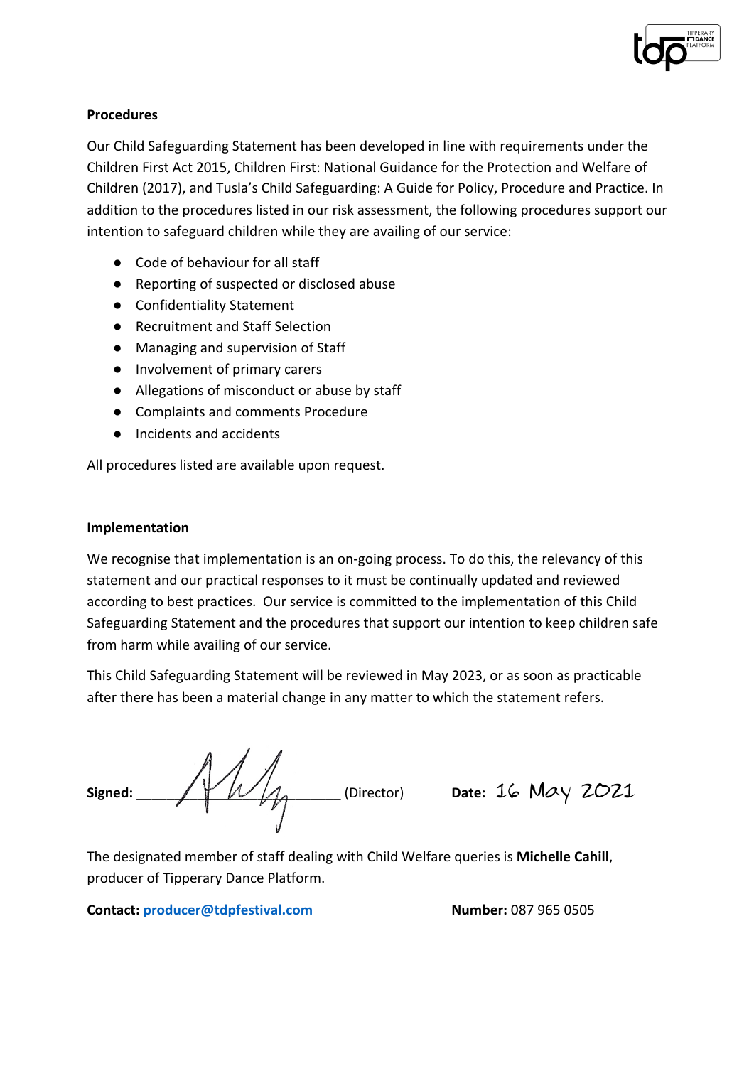**Procedures**

Our Child Safeguarding Statement has been developed in line with requirements under the Children First Act 2015, Children First: National Guidance for the Protection and Welfare of Children (2017), and Tusla's Child Safeguarding: A Guide for Policy, Procedure and Practice. In addition to the procedures listed in our risk assessment, the following procedures support our intention to safeguard children while they are availing of our service:

- Code of behaviour for all staff
- Reporting of suspected or disclosed abuse
- Confidentiality Statement
- Recruitment and Staff Selection
- Managing and supervision of Staff
- Involvement of primary carers
- Allegations of misconduct or abuse by staff
- Complaints and comments Procedure
- Incidents and accidents

All procedures listed are available upon request.

**Implementation**

We recognise that implementation is an on-going process. To do this, the relevancy of this statement and our practical responses to it must be continually updated and reviewed according to best practices. Our service is committed to the implementation of this Child Safeguarding Statement and the procedures that support our intention to keep children safe from harm while availing of our service.

This Child Safeguarding Statement will be reviewed in May 2023, or as soon as practicable after there has been a material change in any matter to which the statement refers.

**Signed:** ____________________ (Director) **Date:** 16 May 2021

The designated member of staff dealing with Child Welfare queries is **Michelle Cahill**, producer of Tipperary Dance Platform.

**Contact:** producer@tdpfestival.com **Number:** 087 965 0505